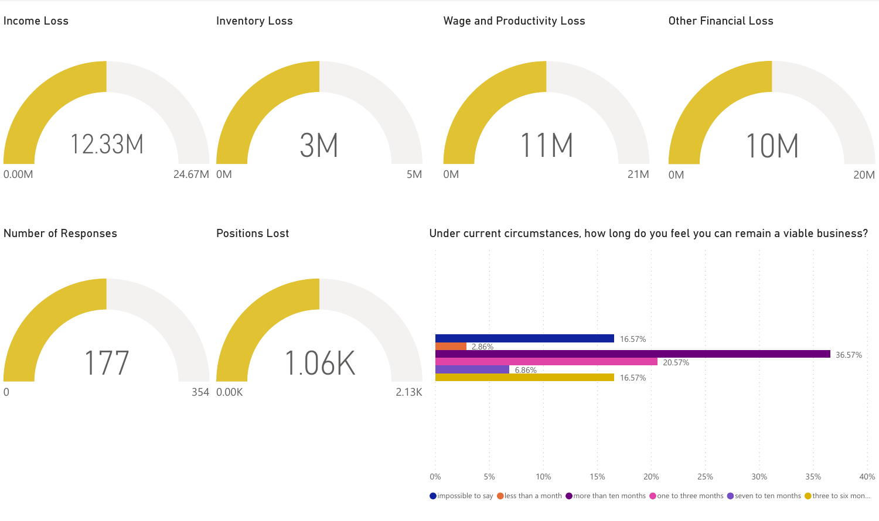## Income Loss

12.33M

0.00M – 24.67M

## Inventory Loss

3M

0M – 5M

## Wage and Productivity Loss

11M

0M – 21M

## Other Financial Loss

10M

0M – 20M

## Number of Responses

177

0 – 354

## Positions Lost

1.06K

0.00K – 2.13K

## Under current circumstances, how long do you feel you can remain a viable business?

| Response | Percentage |
|---|---|
| impossible to say | 16.57% |
| less than a month | 2.86% |
| more than ten months | 36.57% |
| one to three months | 20.57% |
| seven to ten months | 6.86% |
| three to six mon... | 16.57% |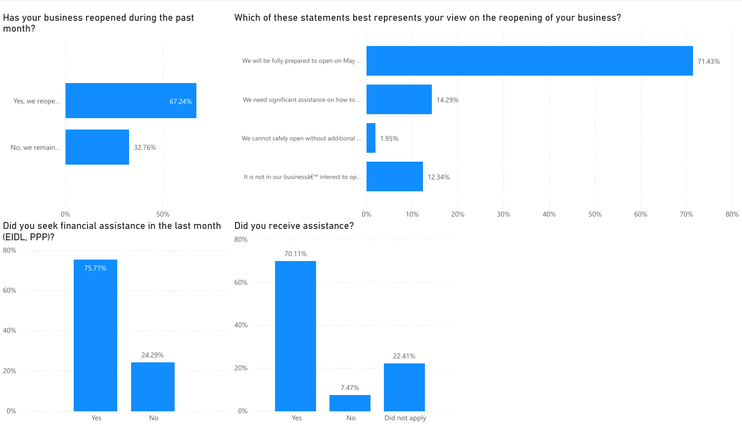### Has your business reopened during the past month?

Yes, we reope...
67.24%

No, we remain...
32.76%

0%
50%

### Which of these statements best represents your view on the reopening of your business?

We will be fully prepared to open on May ...
71.43%

We need significant assistance on how to ...
14.29%

We cannot safely open without additional ...
1.95%

It is not in our businessâ€™ interest to op...
12.34%

0%
10%
20%
30%
40%
50%
60%
70%
80%

### Did you seek financial assistance in the last month (EIDL, PPP)?

80%
60%
40%
20%
0%

Yes
75.71%

No
24.29%

### Did you receive assistance?

80%
60%
40%
20%
0%

Yes
70.11%

No
7.47%

Did not apply
22.41%